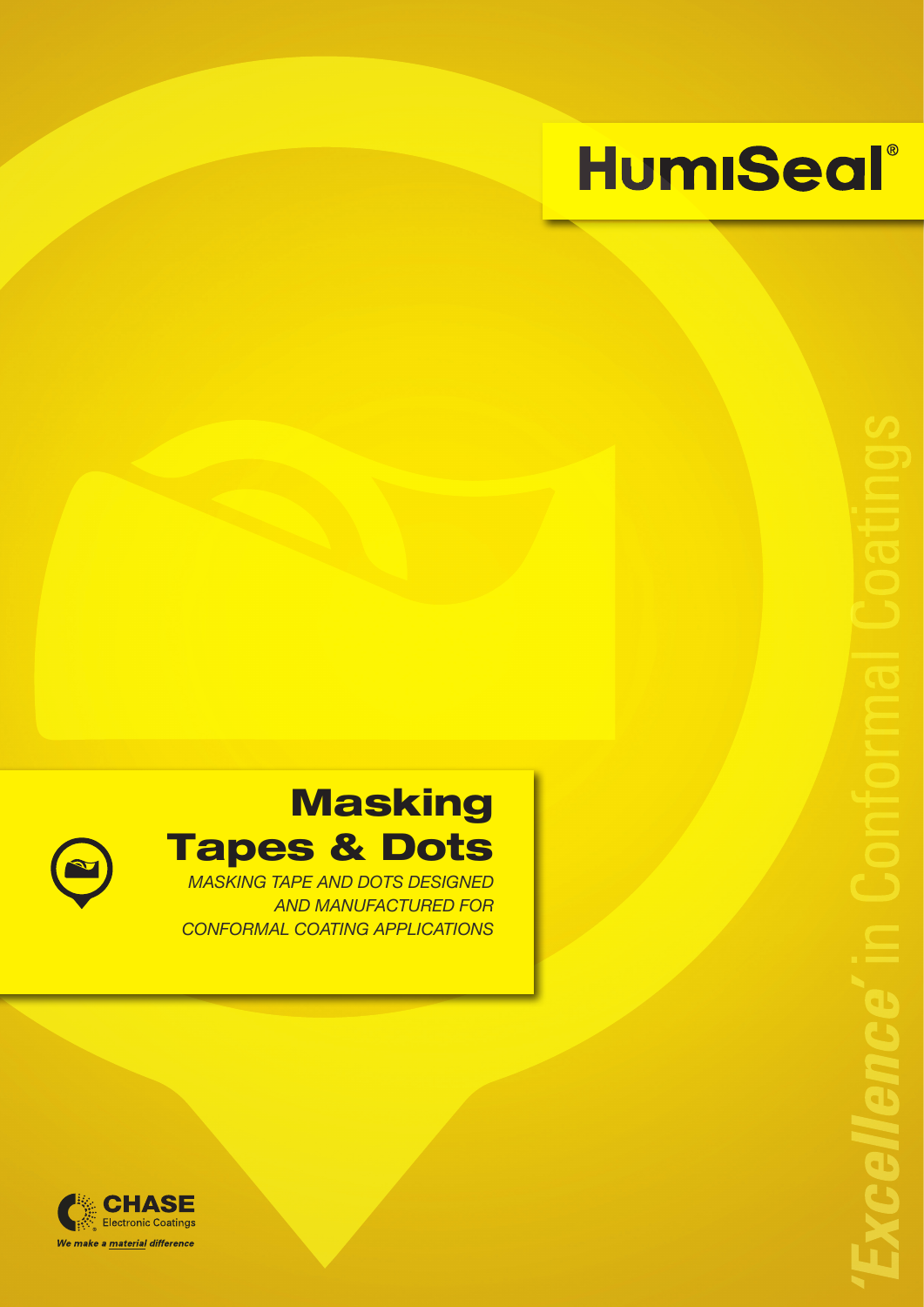# HumiSeal®

# Masking Tapes & Dots

*MASKING TAPE AND DOTS DESIGNED AND MANUFACTURED FOR CONFORMAL COATING APPLICATIONS*

*'Excellence'* in Conformal Coatings

CHASE Electronic Coatings

*We make a material difference*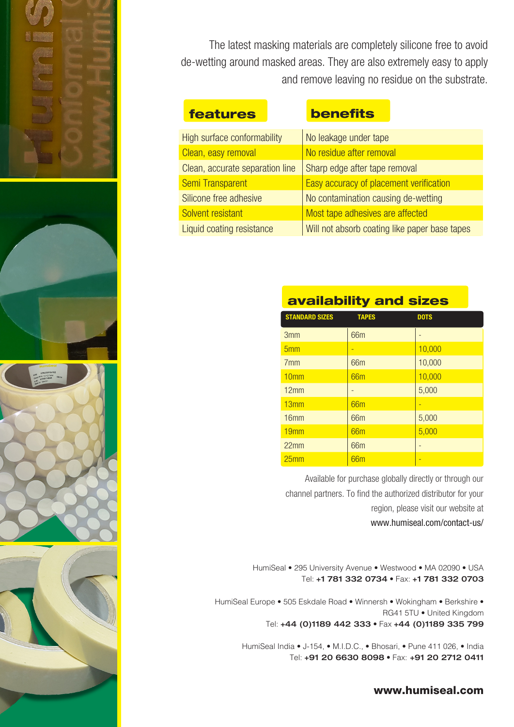The latest masking materials are completely silicone free to avoid de-wetting around masked areas. They are also extremely easy to apply and remove leaving no residue on the substrate.

| features | benefits |
| --- | --- |
| High surface conformability | No leakage under tape |
| Clean, easy removal | No residue after removal |
| Clean, accurate separation line | Sharp edge after tape removal |
| Semi Transparent | Easy accuracy of placement verification |
| Silicone free adhesive | No contamination causing de-wetting |
| Solvent resistant | Most tape adhesives are affected |
| Liquid coating resistance | Will not absorb coating like paper base tapes |

## availability and sizes

| STANDARD SIZES | TAPES | DOTS |
| --- | --- | --- |
| 3mm | 66m | - |
| 5mm | - | 10,000 |
| 7mm | 66m | 10,000 |
| 10mm | 66m | 10,000 |
| 12mm | - | 5,000 |
| 13mm | 66m | - |
| 16mm | 66m | 5,000 |
| 19mm | 66m | 5,000 |
| 22mm | 66m | - |
| 25mm | 66m | - |

Available for purchase globally directly or through our channel partners. To find the authorized distributor for your region, please visit our website at www.humiseal.com/contact-us/

HumiSeal • 295 University Avenue • Westwood • MA 02090 • USA
Tel: **+1 781 332 0734** • Fax: **+1 781 332 0703**

HumiSeal Europe • 505 Eskdale Road • Winnersh • Wokingham • Berkshire • RG41 5TU • United Kingdom
Tel: **+44 (0)1189 442 333** • Fax **+44 (0)1189 335 799**

HumiSeal India • J-154, • M.I.D.C., • Bhosari, • Pune 411 026, • India
Tel: **+91 20 6630 8098** • Fax: **+91 20 2712 0411**

**www.humiseal.com**